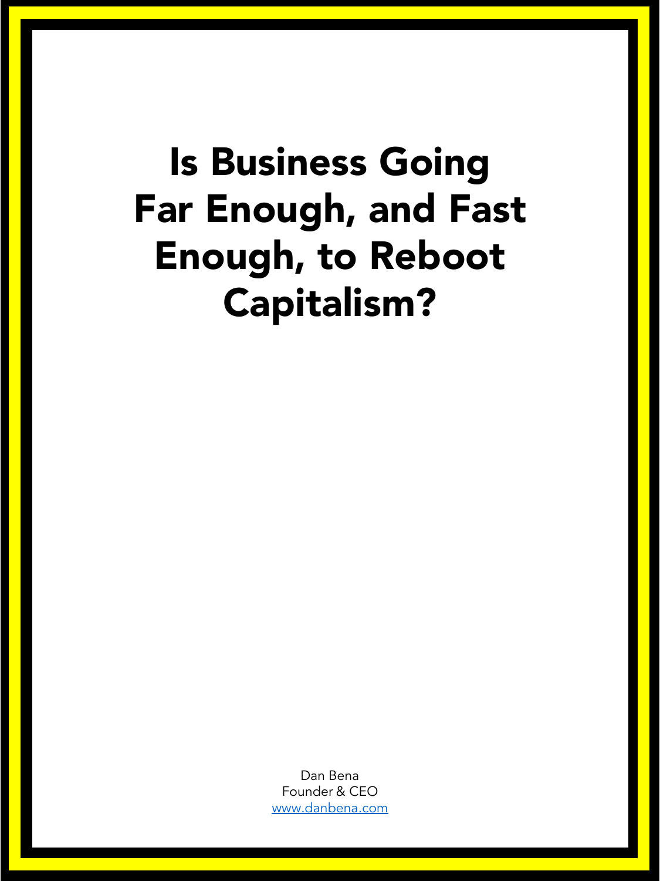# Is Business Going Far Enough, and Fast Enough, to Reboot Capitalism?

Dan Bena
Founder & CEO
[www.danbena.com](http://www.danbena.com)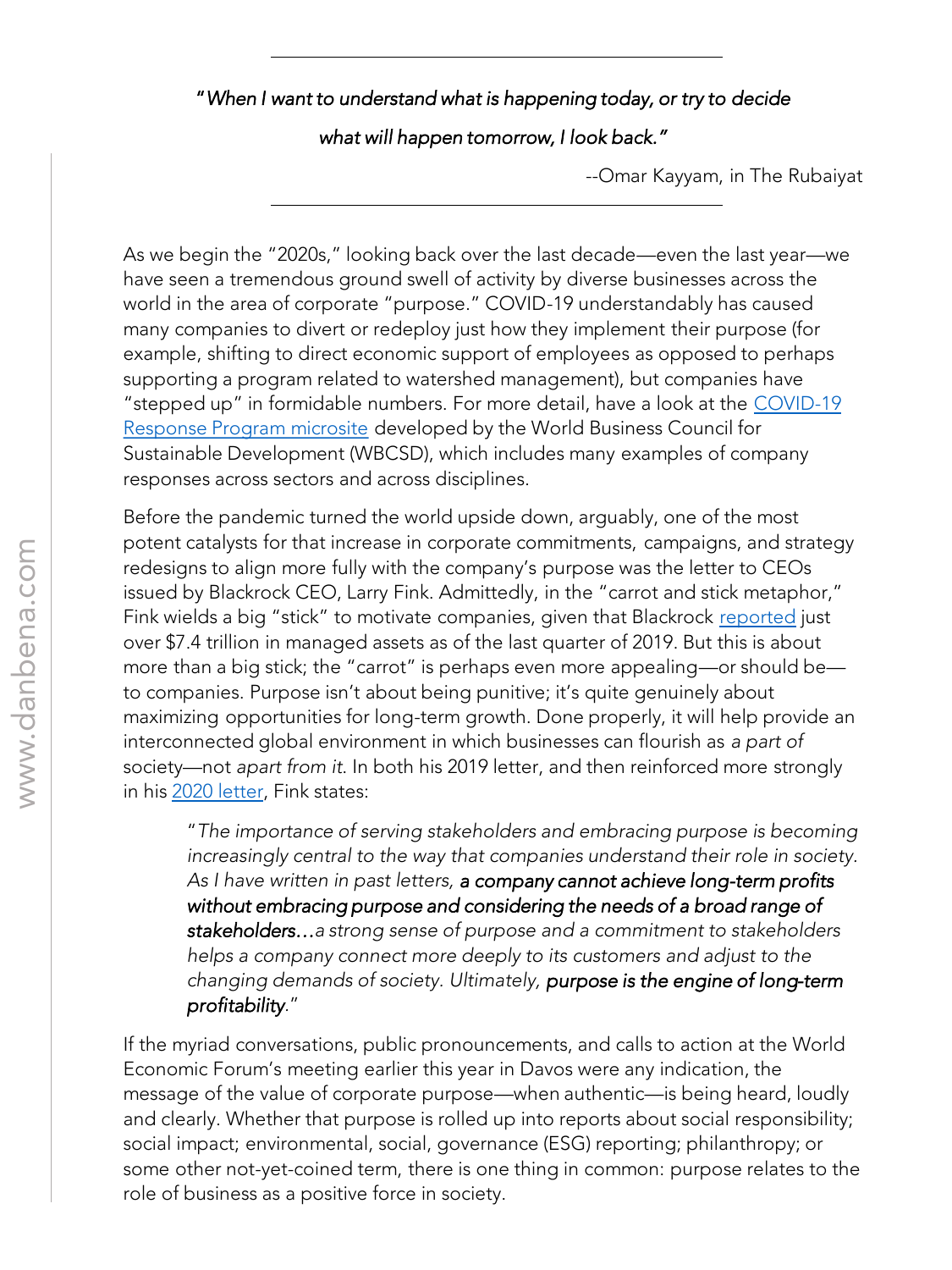---

*"When I want to understand what is happening today, or try to decide what will happen tomorrow, I look back."*

--Omar Kayyam, in The Rubaiyat

---

As we begin the "2020s," looking back over the last decade—even the last year—we have seen a tremendous ground swell of activity by diverse businesses across the world in the area of corporate "purpose." COVID-19 understandably has caused many companies to divert or redeploy just how they implement their purpose (for example, shifting to direct economic support of employees as opposed to perhaps supporting a program related to watershed management), but companies have "stepped up" in formidable numbers. For more detail, have a look at the [COVID-19 Response Program microsite] developed by the World Business Council for Sustainable Development (WBCSD), which includes many examples of company responses across sectors and across disciplines.

Before the pandemic turned the world upside down, arguably, one of the most potent catalysts for that increase in corporate commitments, campaigns, and strategy redesigns to align more fully with the company's purpose was the letter to CEOs issued by Blackrock CEO, Larry Fink. Admittedly, in the "carrot and stick metaphor," Fink wields a big "stick" to motivate companies, given that Blackrock [reported] just over $7.4 trillion in managed assets as of the last quarter of 2019. But this is about more than a big stick; the "carrot" is perhaps even more appealing—or should be—to companies. Purpose isn't about being punitive; it's quite genuinely about maximizing opportunities for long-term growth. Done properly, it will help provide an interconnected global environment in which businesses can flourish as *a part of* society—not *apart from it*. In both his 2019 letter, and then reinforced more strongly in his [2020 letter], Fink states:

> *"The importance of serving stakeholders and embracing purpose is becoming increasingly central to the way that companies understand their role in society. As I have written in past letters,* ***a company cannot achieve long-term profits without embracing purpose and considering the needs of a broad range of stakeholders…****a strong sense of purpose and a commitment to stakeholders helps a company connect more deeply to its customers and adjust to the changing demands of society. Ultimately,* ***purpose is the engine of long-term profitability****."*

If the myriad conversations, public pronouncements, and calls to action at the World Economic Forum's meeting earlier this year in Davos were any indication, the message of the value of corporate purpose—when authentic—is being heard, loudly and clearly. Whether that purpose is rolled up into reports about social responsibility; social impact; environmental, social, governance (ESG) reporting; philanthropy; or some other not-yet-coined term, there is one thing in common: purpose relates to the role of business as a positive force in society.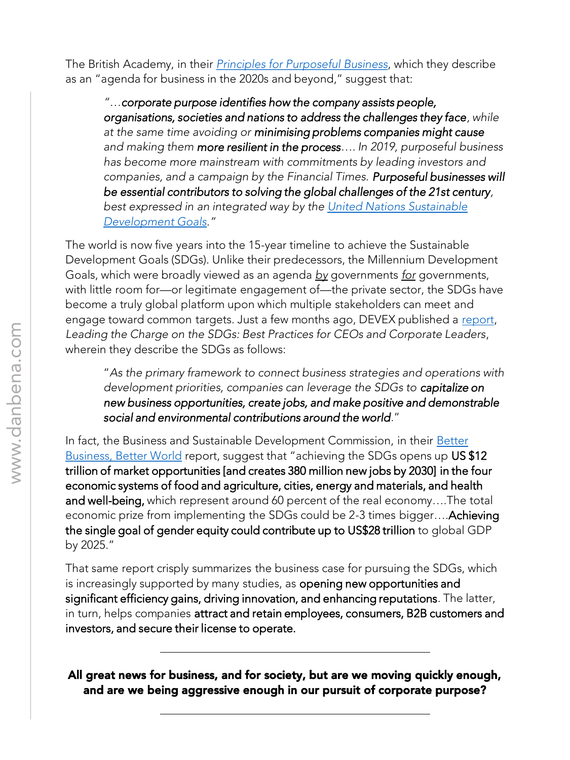The British Academy, in their [*Principles for Purposeful Business*](), which they describe as an "agenda for business in the 2020s and beyond," suggest that:

> "…**corporate purpose identifies how the company assists people, organisations, societies and nations to address the challenges they face**, *while at the same time avoiding or* **minimising problems companies might cause** *and making them* **more resilient in the process**…. *In 2019, purposeful business has become more mainstream with commitments by leading investors and companies, and a campaign by the Financial Times.* **Purposeful businesses will be essential contributors to solving the global challenges of the 21st century**, *best expressed in an integrated way by the* [*United Nations Sustainable Development Goals*]()."

The world is now five years into the 15-year timeline to achieve the Sustainable Development Goals (SDGs). Unlike their predecessors, the Millennium Development Goals, which were broadly viewed as an agenda by governments for governments, with little room for—or legitimate engagement of—the private sector, the SDGs have become a truly global platform upon which multiple stakeholders can meet and engage toward common targets. Just a few months ago, DEVEX published a [report](), *Leading the Charge on the SDGs: Best Practices for CEOs and Corporate Leaders*, wherein they describe the SDGs as follows:

> "*As the primary framework to connect business strategies and operations with development priorities, companies can leverage the SDGs to* **capitalize on new business opportunities, create jobs, and make positive and demonstrable social and environmental contributions around the world**."

In fact, the Business and Sustainable Development Commission, in their [Better Business, Better World]() report, suggest that "achieving the SDGs opens up **US $12 trillion of market opportunities [and creates 380 million new jobs by 2030] in the four economic systems of food and agriculture, cities, energy and materials, and health and well-being,** which represent around 60 percent of the real economy….The total economic prize from implementing the SDGs could be 2-3 times bigger….**Achieving the single goal of gender equity could contribute up to US$28 trillion** to global GDP by 2025."

That same report crisply summarizes the business case for pursuing the SDGs, which is increasingly supported by many studies, as **opening new opportunities and significant efficiency gains, driving innovation, and enhancing reputations**. The latter, in turn, helps companies **attract and retain employees, consumers, B2B customers and investors, and secure their license to operate.**

---

**All great news for business, and for society, but are we moving quickly enough, and are we being aggressive enough in our pursuit of corporate purpose?**

---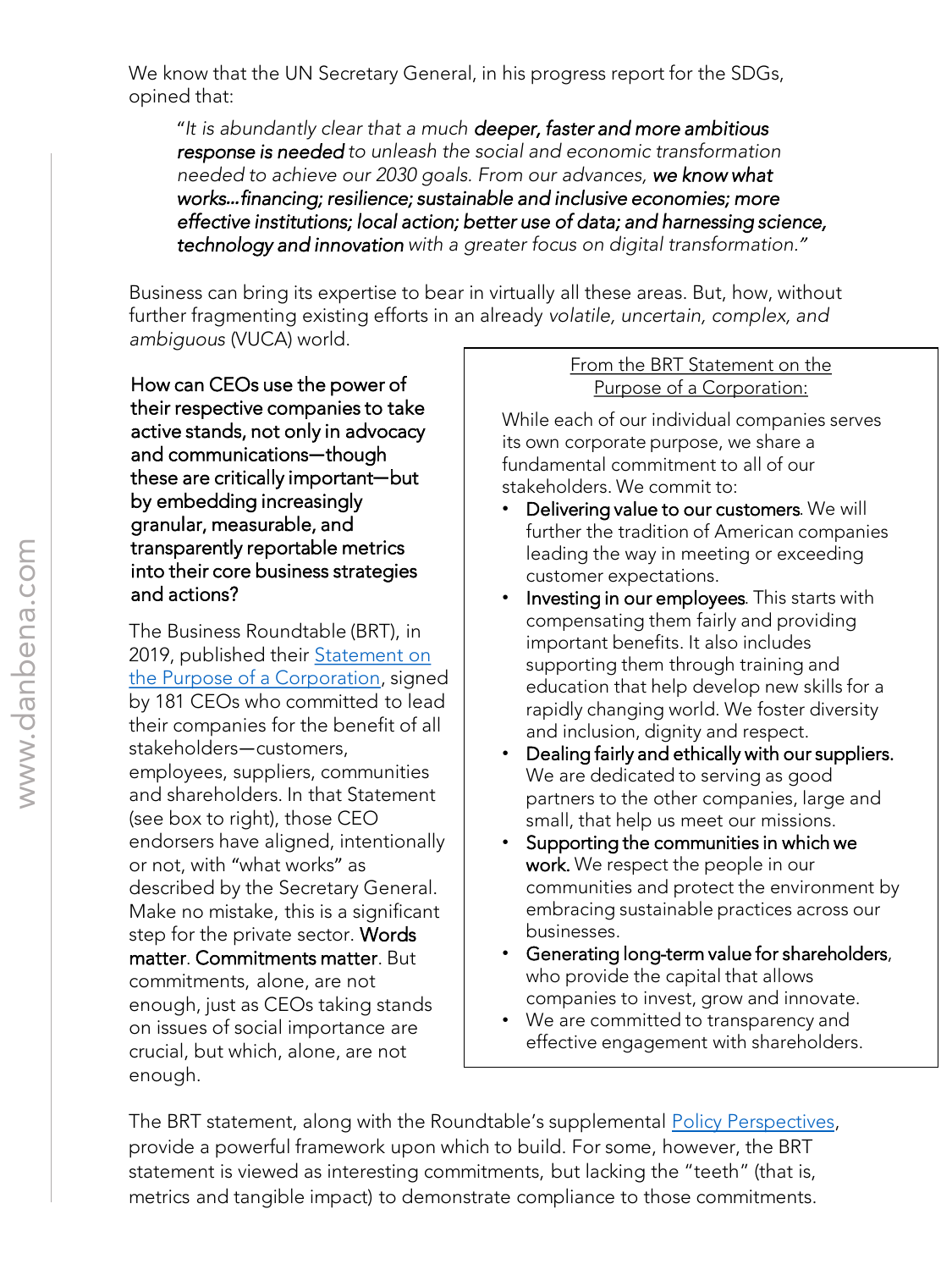We know that the UN Secretary General, in his progress report for the SDGs, opined that:

> "*It is abundantly clear that a much* ***deeper, faster and more ambitious response is needed*** *to unleash the social and economic transformation needed to achieve our 2030 goals. From our advances,* ***we know what works…financing; resilience; sustainable and inclusive economies; more effective institutions; local action; better use of data; and harnessing science, technology and innovation*** *with a greater focus on digital transformation.*"

Business can bring its expertise to bear in virtually all these areas. But, how, without further fragmenting existing efforts in an already *volatile, uncertain, complex, and ambiguous* (VUCA) world.

**How can CEOs use the power of their respective companies to take active stands, not only in advocacy and communications—though these are critically important—but by embedding increasingly granular, measurable, and transparently reportable metrics into their core business strategies and actions?**

The Business Roundtable (BRT), in 2019, published their [Statement on the Purpose of a Corporation](), signed by 181 CEOs who committed to lead their companies for the benefit of all stakeholders—customers, employees, suppliers, communities and shareholders. In that Statement (see box to right), those CEO endorsers have aligned, intentionally or not, with "what works" as described by the Secretary General. Make no mistake, this is a significant step for the private sector. **Words matter**. **Commitments matter**. But commitments, alone, are not enough, just as CEOs taking stands on issues of social importance are crucial, but which, alone, are not enough.

> From the BRT Statement on the Purpose of a Corporation:
>
> While each of our individual companies serves its own corporate purpose, we share a fundamental commitment to all of our stakeholders. We commit to:
>
> - **Delivering value to our customers**. We will further the tradition of American companies leading the way in meeting or exceeding customer expectations.
> - **Investing in our employees**. This starts with compensating them fairly and providing important benefits. It also includes supporting them through training and education that help develop new skills for a rapidly changing world. We foster diversity and inclusion, dignity and respect.
> - **Dealing fairly and ethically with our suppliers.** We are dedicated to serving as good partners to the other companies, large and small, that help us meet our missions.
> - **Supporting the communities in which we work.** We respect the people in our communities and protect the environment by embracing sustainable practices across our businesses.
> - **Generating long-term value for shareholders**, who provide the capital that allows companies to invest, grow and innovate.
> - We are committed to transparency and effective engagement with shareholders.

The BRT statement, along with the Roundtable's supplemental [Policy Perspectives](), provide a powerful framework upon which to build. For some, however, the BRT statement is viewed as interesting commitments, but lacking the "teeth" (that is, metrics and tangible impact) to demonstrate compliance to those commitments.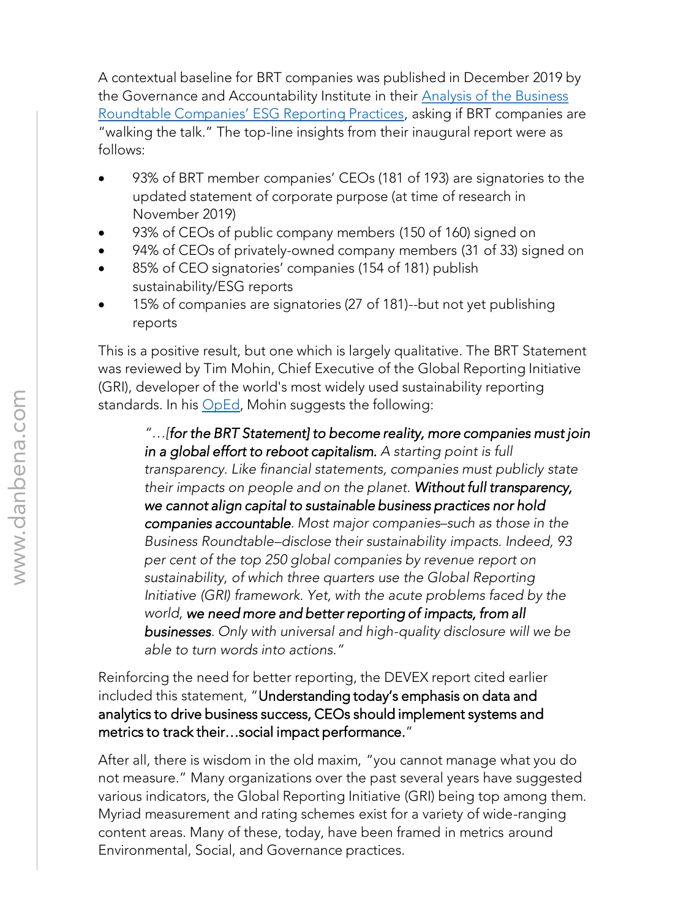A contextual baseline for BRT companies was published in December 2019 by the Governance and Accountability Institute in their [Analysis of the Business Roundtable Companies' ESG Reporting Practices](), asking if BRT companies are "walking the talk." The top-line insights from their inaugural report were as follows:

- 93% of BRT member companies' CEOs (181 of 193) are signatories to the updated statement of corporate purpose (at time of research in November 2019)
- 93% of CEOs of public company members (150 of 160) signed on
- 94% of CEOs of privately-owned company members (31 of 33) signed on
- 85% of CEO signatories' companies (154 of 181) publish sustainability/ESG reports
- 15% of companies are signatories (27 of 181)--but not yet publishing reports

This is a positive result, but one which is largely qualitative. The BRT Statement was reviewed by Tim Mohin, Chief Executive of the Global Reporting Initiative (GRI), developer of the world's most widely used sustainability reporting standards. In his [OpEd](), Mohin suggests the following:

> *"…[**for the BRT Statement] to become reality, more companies must join in a global effort to reboot capitalism.** A starting point is full transparency. Like financial statements, companies must publicly state their impacts on people and on the planet. **Without full transparency, we cannot align capital to sustainable business practices nor hold companies accountable**. Most major companies–such as those in the Business Roundtable–disclose their sustainability impacts. Indeed, 93 per cent of the top 250 global companies by revenue report on sustainability, of which three quarters use the Global Reporting Initiative (GRI) framework. Yet, with the acute problems faced by the world, **we need more and better reporting of impacts, from all businesses**. Only with universal and high-quality disclosure will we be able to turn words into actions."*

Reinforcing the need for better reporting, the DEVEX report cited earlier included this statement, "**Understanding today's emphasis on data and analytics to drive business success, CEOs should implement systems and metrics to track their…social impact performance.**"

After all, there is wisdom in the old maxim, "you cannot manage what you do not measure." Many organizations over the past several years have suggested various indicators, the Global Reporting Initiative (GRI) being top among them. Myriad measurement and rating schemes exist for a variety of wide-ranging content areas. Many of these, today, have been framed in metrics around Environmental, Social, and Governance practices.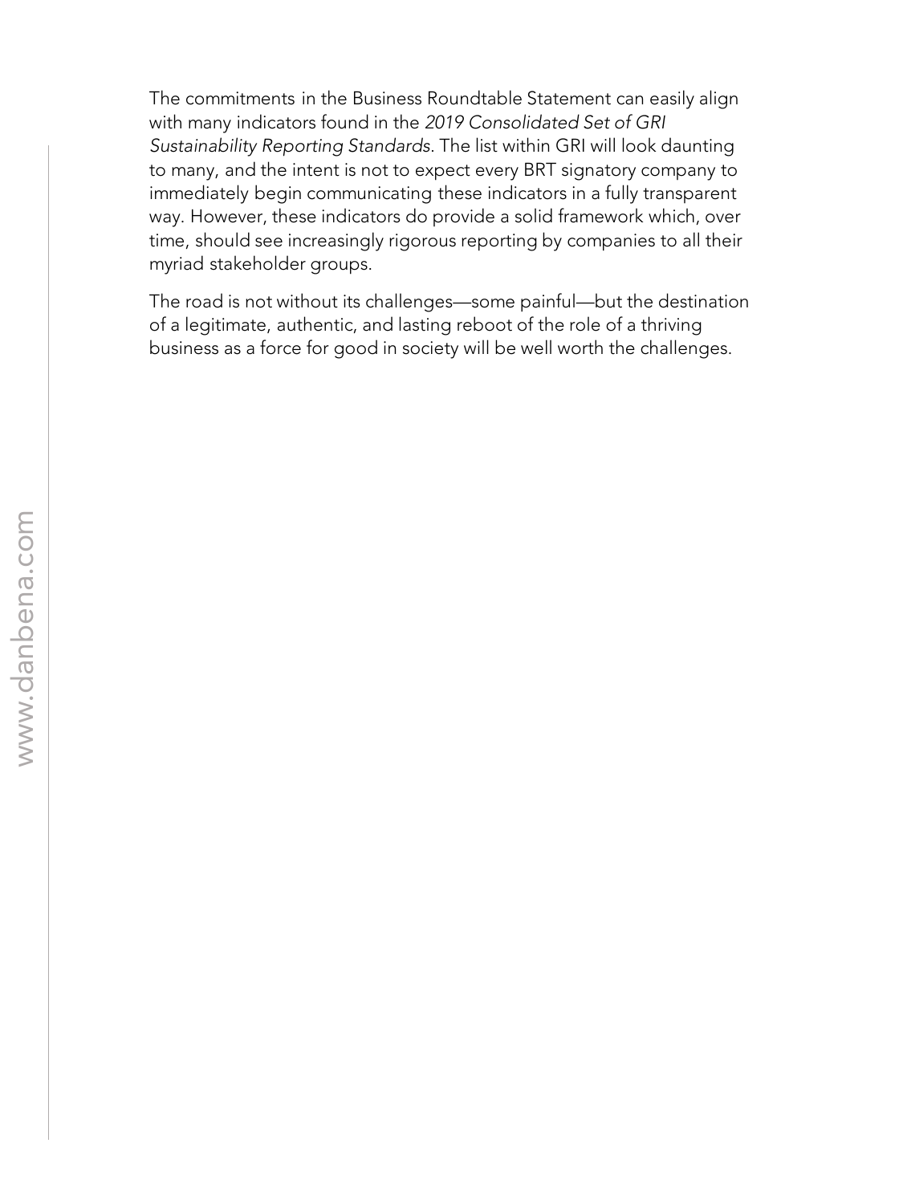The commitments in the Business Roundtable Statement can easily align with many indicators found in the *2019 Consolidated Set of GRI Sustainability Reporting Standards*. The list within GRI will look daunting to many, and the intent is not to expect every BRT signatory company to immediately begin communicating these indicators in a fully transparent way. However, these indicators do provide a solid framework which, over time, should see increasingly rigorous reporting by companies to all their myriad stakeholder groups.

The road is not without its challenges—some painful—but the destination of a legitimate, authentic, and lasting reboot of the role of a thriving business as a force for good in society will be well worth the challenges.